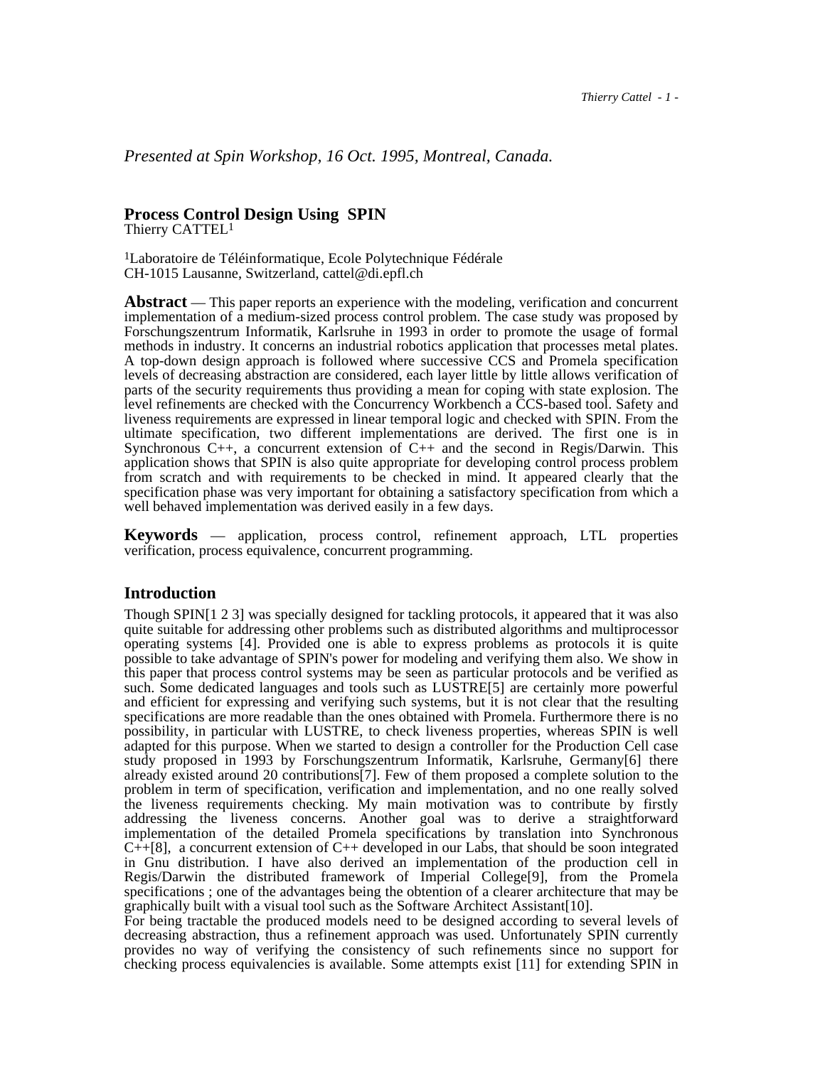*Presented at Spin Workshop, 16 Oct. 1995, Montreal, Canada.*

# Process Control Design Using SPIN

Thierry CATTEL[1]

[1]Laboratoire de Téléinformatique, Ecole Polytechnique Fédérale
CH-1015 Lausanne, Switzerland, cattel@di.epfl.ch

**Abstract** — This paper reports an experience with the modeling, verification and concurrent implementation of a medium-sized process control problem. The case study was proposed by Forschungszentrum Informatik, Karlsruhe in 1993 in order to promote the usage of formal methods in industry. It concerns an industrial robotics application that processes metal plates. A top-down design approach is followed where successive CCS and Promela specification levels of decreasing abstraction are considered, each layer little by little allows verification of parts of the security requirements thus providing a mean for coping with state explosion. The level refinements are checked with the Concurrency Workbench a CCS-based tool. Safety and liveness requirements are expressed in linear temporal logic and checked with SPIN. From the ultimate specification, two different implementations are derived. The first one is in Synchronous C++, a concurrent extension of C++ and the second in Regis/Darwin. This application shows that SPIN is also quite appropriate for developing control process problem from scratch and with requirements to be checked in mind. It appeared clearly that the specification phase was very important for obtaining a satisfactory specification from which a well behaved implementation was derived easily in a few days.

**Keywords** — application, process control, refinement approach, LTL properties verification, process equivalence, concurrent programming.

## Introduction

Though SPIN[1 2 3] was specially designed for tackling protocols, it appeared that it was also quite suitable for addressing other problems such as distributed algorithms and multiprocessor operating systems [4]. Provided one is able to express problems as protocols it is quite possible to take advantage of SPIN's power for modeling and verifying them also. We show in this paper that process control systems may be seen as particular protocols and be verified as such. Some dedicated languages and tools such as LUSTRE[5] are certainly more powerful and efficient for expressing and verifying such systems, but it is not clear that the resulting specifications are more readable than the ones obtained with Promela. Furthermore there is no possibility, in particular with LUSTRE, to check liveness properties, whereas SPIN is well adapted for this purpose. When we started to design a controller for the Production Cell case study proposed in 1993 by Forschungszentrum Informatik, Karlsruhe, Germany[6] there already existed around 20 contributions[7]. Few of them proposed a complete solution to the problem in term of specification, verification and implementation, and no one really solved the liveness requirements checking. My main motivation was to contribute by firstly addressing the liveness concerns. Another goal was to derive a straightforward implementation of the detailed Promela specifications by translation into Synchronous C++[8], a concurrent extension of C++ developed in our Labs, that should be soon integrated in Gnu distribution. I have also derived an implementation of the production cell in Regis/Darwin the distributed framework of Imperial College[9], from the Promela specifications ; one of the advantages being the obtention of a clearer architecture that may be graphically built with a visual tool such as the Software Architect Assistant[10].
For being tractable the produced models need to be designed according to several levels of decreasing abstraction, thus a refinement approach was used. Unfortunately SPIN currently provides no way of verifying the consistency of such refinements since no support for checking process equivalencies is available. Some attempts exist [11] for extending SPIN in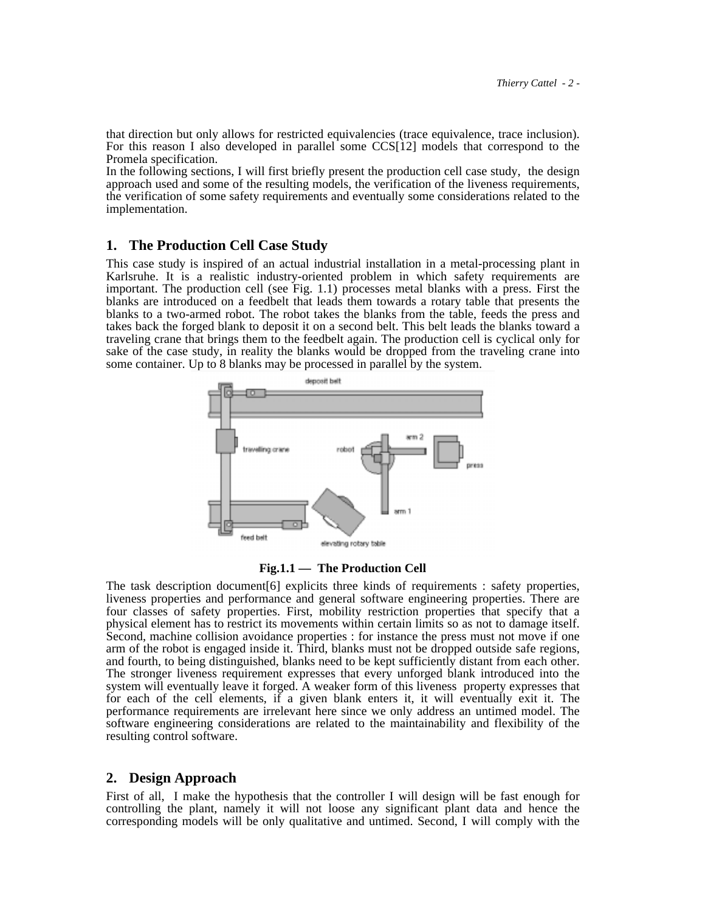that direction but only allows for restricted equivalencies (trace equivalence, trace inclusion). For this reason I also developed in parallel some CCS[12] models that correspond to the Promela specification.

In the following sections, I will first briefly present the production cell case study, the design approach used and some of the resulting models, the verification of the liveness requirements, the verification of some safety requirements and eventually some considerations related to the implementation.

## 1. The Production Cell Case Study

This case study is inspired of an actual industrial installation in a metal-processing plant in Karlsruhe. It is a realistic industry-oriented problem in which safety requirements are important. The production cell (see Fig. 1.1) processes metal blanks with a press. First the blanks are introduced on a feedbelt that leads them towards a rotary table that presents the blanks to a two-armed robot. The robot takes the blanks from the table, feeds the press and takes back the forged blank to deposit it on a second belt. This belt leads the blanks toward a traveling crane that brings them to the feedbelt again. The production cell is cyclical only for sake of the case study, in reality the blanks would be dropped from the traveling crane into some container. Up to 8 blanks may be processed in parallel by the system.

**Fig.1.1 — The Production Cell**

The task description document[6] explicits three kinds of requirements : safety properties, liveness properties and performance and general software engineering properties. There are four classes of safety properties. First, mobility restriction properties that specify that a physical element has to restrict its movements within certain limits so as not to damage itself. Second, machine collision avoidance properties : for instance the press must not move if one arm of the robot is engaged inside it. Third, blanks must not be dropped outside safe regions, and fourth, to being distinguished, blanks need to be kept sufficiently distant from each other. The stronger liveness requirement expresses that every unforged blank introduced into the system will eventually leave it forged. A weaker form of this liveness property expresses that for each of the cell elements, if a given blank enters it, it will eventually exit it. The performance requirements are irrelevant here since we only address an untimed model. The software engineering considerations are related to the maintainability and flexibility of the resulting control software.

## 2. Design Approach

First of all, I make the hypothesis that the controller I will design will be fast enough for controlling the plant, namely it will not loose any significant plant data and hence the corresponding models will be only qualitative and untimed. Second, I will comply with the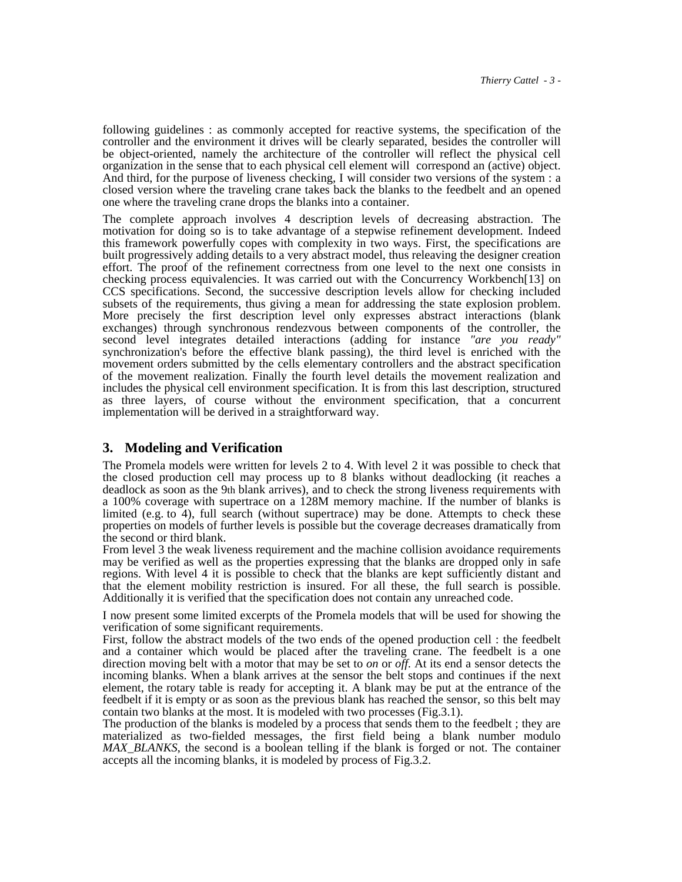following guidelines : as commonly accepted for reactive systems, the specification of the controller and the environment it drives will be clearly separated, besides the controller will be object-oriented, namely the architecture of the controller will reflect the physical cell organization in the sense that to each physical cell element will correspond an (active) object. And third, for the purpose of liveness checking, I will consider two versions of the system : a closed version where the traveling crane takes back the blanks to the feedbelt and an opened one where the traveling crane drops the blanks into a container.

The complete approach involves 4 description levels of decreasing abstraction. The motivation for doing so is to take advantage of a stepwise refinement development. Indeed this framework powerfully copes with complexity in two ways. First, the specifications are built progressively adding details to a very abstract model, thus releaving the designer creation effort. The proof of the refinement correctness from one level to the next one consists in checking process equivalencies. It was carried out with the Concurrency Workbench[13] on CCS specifications. Second, the successive description levels allow for checking included subsets of the requirements, thus giving a mean for addressing the state explosion problem. More precisely the first description level only expresses abstract interactions (blank exchanges) through synchronous rendezvous between components of the controller, the second level integrates detailed interactions (adding for instance *"are you ready"* synchronization's before the effective blank passing), the third level is enriched with the movement orders submitted by the cells elementary controllers and the abstract specification of the movement realization. Finally the fourth level details the movement realization and includes the physical cell environment specification. It is from this last description, structured as three layers, of course without the environment specification, that a concurrent implementation will be derived in a straightforward way.

## 3. Modeling and Verification

The Promela models were written for levels 2 to 4. With level 2 it was possible to check that the closed production cell may process up to 8 blanks without deadlocking (it reaches a deadlock as soon as the 9th blank arrives), and to check the strong liveness requirements with a 100% coverage with supertrace on a 128M memory machine. If the number of blanks is limited (e.g. to 4), full search (without supertrace) may be done. Attempts to check these properties on models of further levels is possible but the coverage decreases dramatically from the second or third blank.

From level 3 the weak liveness requirement and the machine collision avoidance requirements may be verified as well as the properties expressing that the blanks are dropped only in safe regions. With level 4 it is possible to check that the blanks are kept sufficiently distant and that the element mobility restriction is insured. For all these, the full search is possible. Additionally it is verified that the specification does not contain any unreached code.

I now present some limited excerpts of the Promela models that will be used for showing the verification of some significant requirements.

First, follow the abstract models of the two ends of the opened production cell : the feedbelt and a container which would be placed after the traveling crane. The feedbelt is a one direction moving belt with a motor that may be set to *on* or *off*. At its end a sensor detects the incoming blanks. When a blank arrives at the sensor the belt stops and continues if the next element, the rotary table is ready for accepting it. A blank may be put at the entrance of the feedbelt if it is empty or as soon as the previous blank has reached the sensor, so this belt may contain two blanks at the most. It is modeled with two processes (Fig.3.1).

The production of the blanks is modeled by a process that sends them to the feedbelt ; they are materialized as two-fielded messages, the first field being a blank number modulo *MAX_BLANKS*, the second is a boolean telling if the blank is forged or not. The container accepts all the incoming blanks, it is modeled by process of Fig.3.2.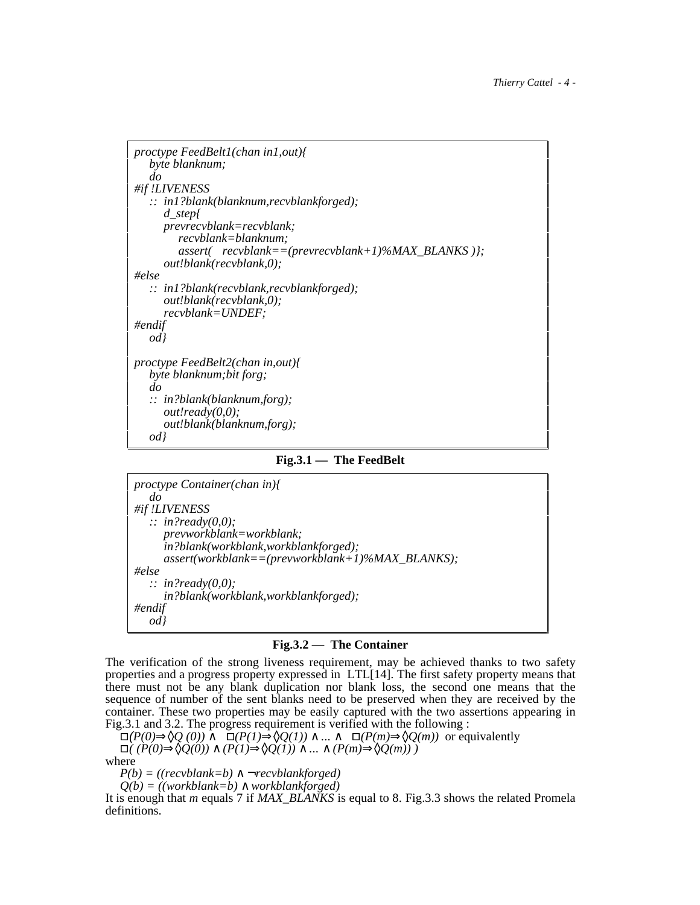```
proctype FeedBelt1(chan in1,out){
    byte blanknum;
    do
#if !LIVENESS
    :: in1?blank(blanknum,recvblankforged);
        d_step{
        prevrecvblank=recvblank;
            recvblank=blanknum;
            assert(   recvblank==(prevrecvblank+1)%MAX_BLANKS )};
        out!blank(recvblank,0);
#else
    :: in1?blank(recvblank,recvblankforged);
        out!blank(recvblank,0);
        recvblank=UNDEF;
#endif
    od}

proctype FeedBelt2(chan in,out){
    byte blanknum;bit forg;
    do
    :: in?blank(blanknum,forg);
        out!ready(0,0);
        out!blank(blanknum,forg);
    od}
```

**Fig.3.1 — The FeedBelt**

```
proctype Container(chan in){
    do
#if !LIVENESS
    :: in?ready(0,0);
        prevworkblank=workblank;
        in?blank(workblank,workblankforged);
        assert(workblank==(prevworkblank+1)%MAX_BLANKS);
#else
    :: in?ready(0,0);
        in?blank(workblank,workblankforged);
#endif
    od}
```

**Fig.3.2 — The Container**

The verification of the strong liveness requirement, may be achieved thanks to two safety properties and a progress property expressed in LTL[14]. The first safety property means that there must not be any blank duplication nor blank loss, the second one means that the sequence of number of the sent blanks need to be preserved when they are received by the container. These two properties may be easily captured with the two assertions appearing in Fig.3.1 and 3.2. The progress requirement is verified with the following :

$\Box(P(0)\Rightarrow\Diamond Q(0)) \wedge \Box(P(1)\Rightarrow\Diamond Q(1)) \wedge \ldots \wedge \Box(P(m)\Rightarrow\Diamond Q(m))$ or equivalently

$\Box( (P(0)\Rightarrow\Diamond Q(0)) \wedge (P(1)\Rightarrow\Diamond Q(1)) \wedge \ldots \wedge (P(m)\Rightarrow\Diamond Q(m)) )$

where

$P(b) = ((recvblank=b) \wedge \neg recvblankforged)$

$Q(b) = ((workblank=b) \wedge workblankforged)$

It is enough that *m* equals 7 if *MAX_BLANKS* is equal to 8. Fig.3.3 shows the related Promela definitions.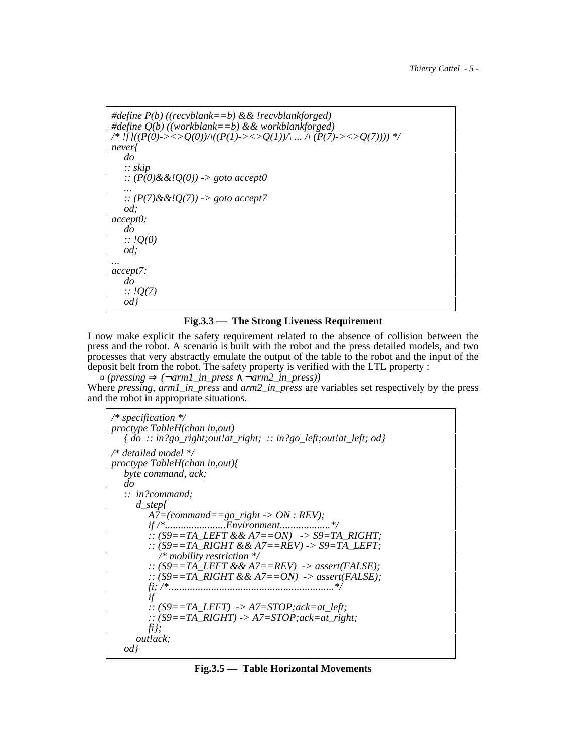```
#define P(b) ((recvblank==b) && !recvblankforged)
#define Q(b) ((workblank==b) && workblankforged)
/* ![]((P(0)-><>Q(0))/\((P(1)-><>Q(1))/\ ... /\ (P(7)-><>Q(7)))) */
never{
    do
    :: skip
    :: (P(0)&&!Q(0)) -> goto accept0
    ...
    :: (P(7)&&!Q(7)) -> goto accept7
    od;
accept0:
    do
    :: !Q(0)
    od;
...
accept7:
    do
    :: !Q(7)
    od}
```

**Fig.3.3 — The Strong Liveness Requirement**

I now make explicit the safety requirement related to the absence of collision between the press and the robot. A scenario is built with the robot and the press detailed models, and two processes that very abstractly emulate the output of the table to the robot and the input of the deposit belt from the robot. The safety property is verified with the LTL property :

$\Box$ *(pressing* $\Rightarrow$ *(*$\neg$*arm1_in_press* $\wedge$ $\neg$*arm2_in_press))*

Where *pressing*, *arm1_in_press* and *arm2_in_press* are variables set respectively by the press and the robot in appropriate situations.

```
/* specification */
proctype TableH(chan in,out)
    { do  :: in?go_right;out!at_right;  :: in?go_left;out!at_left; od}
/* detailed model */
proctype TableH(chan in,out){
    byte command, ack;
    do
    ::  in?command;
        d_step{
            A7=(command==go_right -> ON : REV);
            if /*......................Environment...................*/
            :: (S9==TA_LEFT && A7==ON)   -> S9=TA_RIGHT;
            :: (S9==TA_RIGHT && A7==REV) -> S9=TA_LEFT;
               /* mobility restriction */
            :: (S9==TA_LEFT && A7==REV)  -> assert(FALSE);
            :: (S9==TA_RIGHT && A7==ON)  -> assert(FALSE);
            fi; /*.............................................................*/
            if
            :: (S9==TA_LEFT)  -> A7=STOP;ack=at_left;
            :: (S9==TA_RIGHT) -> A7=STOP;ack=at_right;
            fi};
        out!ack;
    od}
```

**Fig.3.5 — Table Horizontal Movements**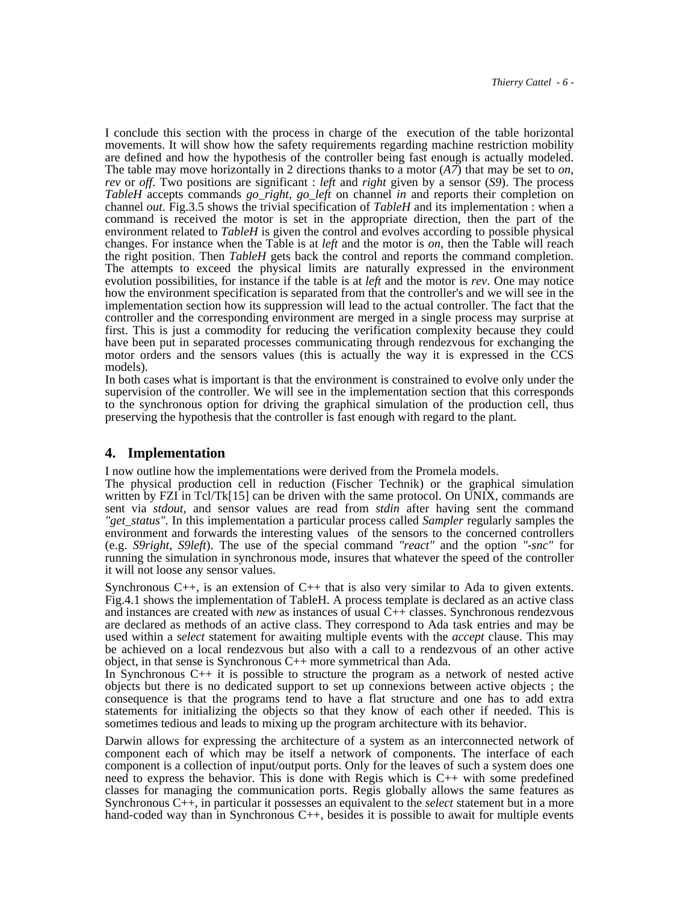I conclude this section with the process in charge of the execution of the table horizontal movements. It will show how the safety requirements regarding machine restriction mobility are defined and how the hypothesis of the controller being fast enough is actually modeled. The table may move horizontally in 2 directions thanks to a motor (*A7*) that may be set to *on*, *rev* or *off*. Two positions are significant : *left* and *right* given by a sensor (*S9*). The process *TableH* accepts commands *go_right, go_left* on channel *in* and reports their completion on channel *out*. Fig.3.5 shows the trivial specification of *TableH* and its implementation : when a command is received the motor is set in the appropriate direction, then the part of the environment related to *TableH* is given the control and evolves according to possible physical changes. For instance when the Table is at *left* and the motor is *on*, then the Table will reach the right position. Then *TableH* gets back the control and reports the command completion. The attempts to exceed the physical limits are naturally expressed in the environment evolution possibilities, for instance if the table is at *left* and the motor is *rev*. One may notice how the environment specification is separated from that the controller's and we will see in the implementation section how its suppression will lead to the actual controller. The fact that the controller and the corresponding environment are merged in a single process may surprise at first. This is just a commodity for reducing the verification complexity because they could have been put in separated processes communicating through rendezvous for exchanging the motor orders and the sensors values (this is actually the way it is expressed in the CCS models).
In both cases what is important is that the environment is constrained to evolve only under the supervision of the controller. We will see in the implementation section that this corresponds to the synchronous option for driving the graphical simulation of the production cell, thus preserving the hypothesis that the controller is fast enough with regard to the plant.

## 4. Implementation

I now outline how the implementations were derived from the Promela models.
The physical production cell in reduction (Fischer Technik) or the graphical simulation written by FZI in Tcl/Tk[15] can be driven with the same protocol. On UNIX, commands are sent via *stdout*, and sensor values are read from *stdin* after having sent the command *"get_status"*. In this implementation a particular process called *Sampler* regularly samples the environment and forwards the interesting values of the sensors to the concerned controllers (e.g. *S9right*, *S9left*). The use of the special command *"react"* and the option *"-snc"* for running the simulation in synchronous mode, insures that whatever the speed of the controller it will not loose any sensor values.

Synchronous C++, is an extension of C++ that is also very similar to Ada to given extents. Fig.4.1 shows the implementation of TableH. A process template is declared as an active class and instances are created with *new* as instances of usual C++ classes. Synchronous rendezvous are declared as methods of an active class. They correspond to Ada task entries and may be used within a *select* statement for awaiting multiple events with the *accept* clause. This may be achieved on a local rendezvous but also with a call to a rendezvous of an other active object, in that sense is Synchronous C++ more symmetrical than Ada.
In Synchronous C++ it is possible to structure the program as a network of nested active objects but there is no dedicated support to set up connexions between active objects ; the consequence is that the programs tend to have a flat structure and one has to add extra statements for initializing the objects so that they know of each other if needed. This is sometimes tedious and leads to mixing up the program architecture with its behavior.

Darwin allows for expressing the architecture of a system as an interconnected network of component each of which may be itself a network of components. The interface of each component is a collection of input/output ports. Only for the leaves of such a system does one need to express the behavior. This is done with Regis which is C++ with some predefined classes for managing the communication ports. Regis globally allows the same features as Synchronous C++, in particular it possesses an equivalent to the *select* statement but in a more hand-coded way than in Synchronous C++, besides it is possible to await for multiple events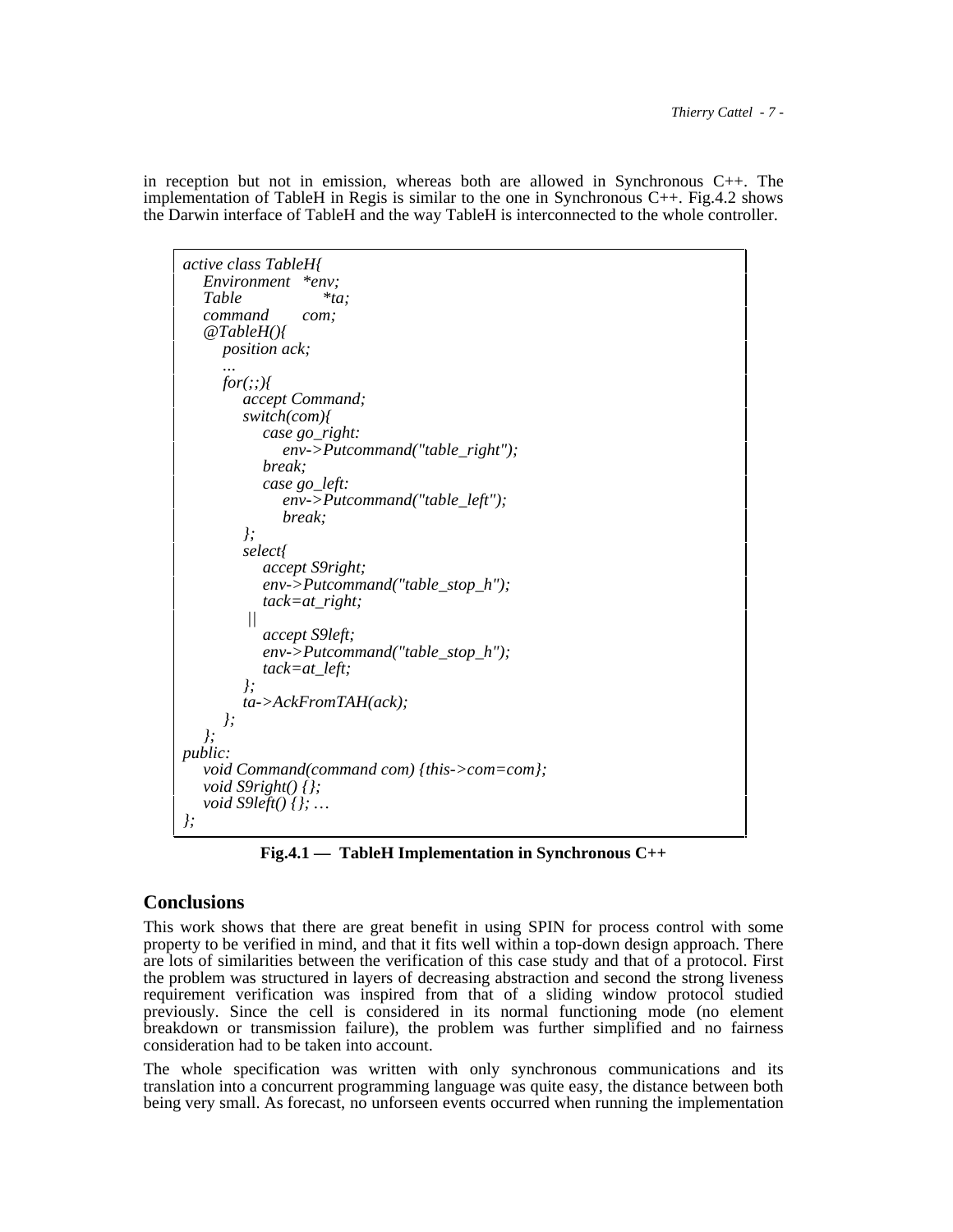in reception but not in emission, whereas both are allowed in Synchronous C++. The implementation of TableH in Regis is similar to the one in Synchronous C++. Fig.4.2 shows the Darwin interface of TableH and the way TableH is interconnected to the whole controller.

```
active class TableH{
    Environment   *env;
    Table               *ta;
    command       com;
    @TableH(){
        position ack;
        ...
        for(;;){
            accept Command;
            switch(com){
                case go_right:
                    env->Putcommand("table_right");
                break;
                case go_left:
                    env->Putcommand("table_left");
                    break;
            };
            select{
                accept S9right;
                env->Putcommand("table_stop_h");
                tack=at_right;
             ||
                accept S9left;
                env->Putcommand("table_stop_h");
                tack=at_left;
            };
            ta->AckFromTAH(ack);
        };
    };
public:
    void Command(command com) {this->com=com};
    void S9right() {};
    void S9left() {}; ...
};
```

**Fig.4.1 — TableH Implementation in Synchronous C++**

## Conclusions

This work shows that there are great benefit in using SPIN for process control with some property to be verified in mind, and that it fits well within a top-down design approach. There are lots of similarities between the verification of this case study and that of a protocol. First the problem was structured in layers of decreasing abstraction and second the strong liveness requirement verification was inspired from that of a sliding window protocol studied previously. Since the cell is considered in its normal functioning mode (no element breakdown or transmission failure), the problem was further simplified and no fairness consideration had to be taken into account.

The whole specification was written with only synchronous communications and its translation into a concurrent programming language was quite easy, the distance between both being very small. As forecast, no unforseen events occurred when running the implementation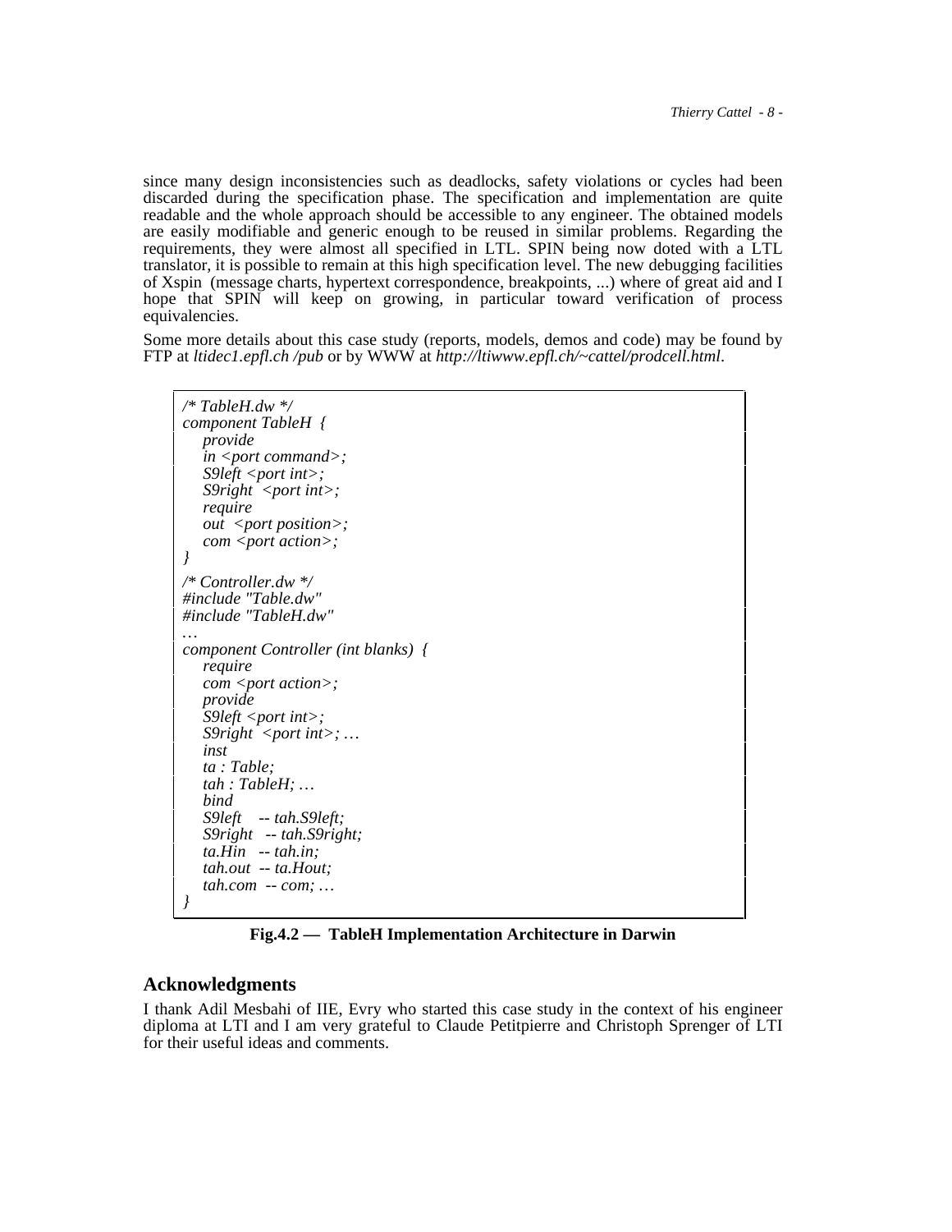since many design inconsistencies such as deadlocks, safety violations or cycles had been discarded during the specification phase. The specification and implementation are quite readable and the whole approach should be accessible to any engineer. The obtained models are easily modifiable and generic enough to be reused in similar problems. Regarding the requirements, they were almost all specified in LTL. SPIN being now doted with a LTL translator, it is possible to remain at this high specification level. The new debugging facilities of Xspin (message charts, hypertext correspondence, breakpoints, ...) where of great aid and I hope that SPIN will keep on growing, in particular toward verification of process equivalencies.

Some more details about this case study (reports, models, demos and code) may be found by FTP at *ltidec1.epfl.ch /pub* or by WWW at *http://ltiwww.epfl.ch/~cattel/prodcell.html*.

```
/* TableH.dw */
component TableH {
    provide
    in <port command>;
    S9left <port int>;
    S9right  <port int>;
    require
    out  <port position>;
    com <port action>;
}
/* Controller.dw */
#include "Table.dw"
#include "TableH.dw"
…
component Controller (int blanks) {
    require
    com <port action>;
    provide
    S9left <port int>;
    S9right  <port int>; …
    inst
    ta : Table;
    tah : TableH; …
    bind
    S9left   -- tah.S9left;
    S9right  -- tah.S9right;
    ta.Hin   -- tah.in;
    tah.out  -- ta.Hout;
    tah.com  -- com; …
}
```

**Fig.4.2 — TableH Implementation Architecture in Darwin**

## Acknowledgments

I thank Adil Mesbahi of IIE, Evry who started this case study in the context of his engineer diploma at LTI and I am very grateful to Claude Petitpierre and Christoph Sprenger of LTI for their useful ideas and comments.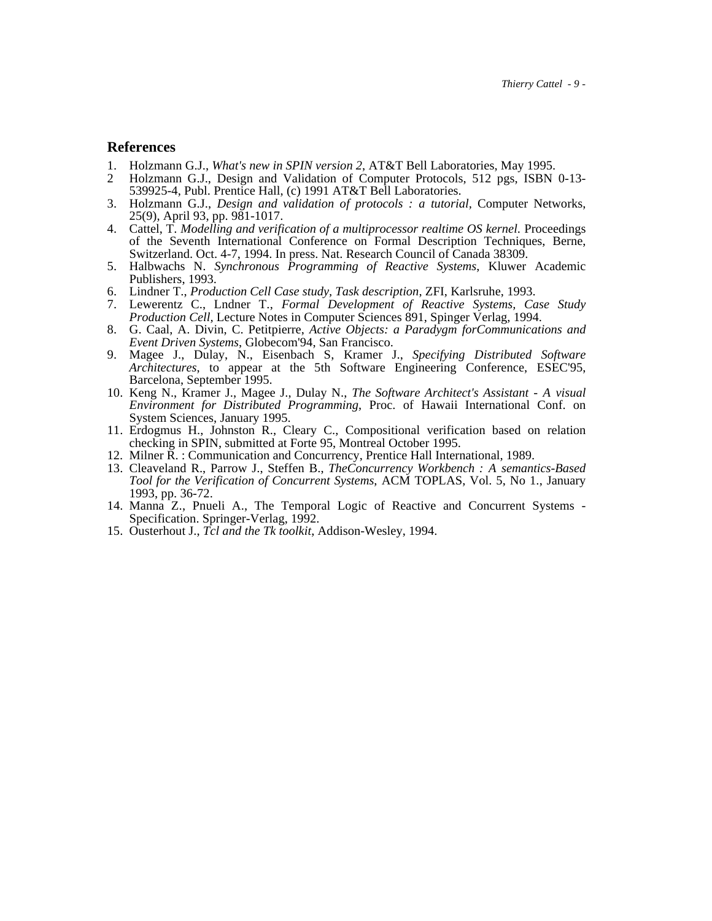## References

1. Holzmann G.J., *What's new in SPIN version 2*, AT&T Bell Laboratories, May 1995.
2. Holzmann G.J., Design and Validation of Computer Protocols, 512 pgs, ISBN 0-13-539925-4, Publ. Prentice Hall, (c) 1991 AT&T Bell Laboratories.
3. Holzmann G.J., *Design and validation of protocols : a tutorial*, Computer Networks, 25(9), April 93, pp. 981-1017.
4. Cattel, T. *Modelling and verification of a multiprocessor realtime OS kernel.* Proceedings of the Seventh International Conference on Formal Description Techniques, Berne, Switzerland. Oct. 4-7, 1994. In press. Nat. Research Council of Canada 38309.
5. Halbwachs N. *Synchronous Programming of Reactive Systems*, Kluwer Academic Publishers, 1993.
6. Lindner T., *Production Cell Case study, Task description*, ZFI, Karlsruhe, 1993.
7. Lewerentz C., Lndner T., *Formal Development of Reactive Systems, Case Study Production Cell,* Lecture Notes in Computer Sciences 891, Spinger Verlag, 1994.
8. G. Caal, A. Divin, C. Petitpierre, *Active Objects: a Paradygm forCommunications and Event Driven Systems*, Globecom'94, San Francisco.
9. Magee J., Dulay, N., Eisenbach S, Kramer J., *Specifying Distributed Software Architectures*, to appear at the 5th Software Engineering Conference, ESEC'95, Barcelona, September 1995.
10. Keng N., Kramer J., Magee J., Dulay N., *The Software Architect's Assistant - A visual Environment for Distributed Programming*, Proc. of Hawaii International Conf. on System Sciences, January 1995.
11. Erdogmus H., Johnston R., Cleary C., Compositional verification based on relation checking in SPIN, submitted at Forte 95, Montreal October 1995.
12. Milner R. : Communication and Concurrency, Prentice Hall International, 1989.
13. Cleaveland R., Parrow J., Steffen B., *TheConcurrency Workbench : A semantics-Based Tool for the Verification of Concurrent Systems*, ACM TOPLAS, Vol. 5, No 1., January 1993, pp. 36-72.
14. Manna Z., Pnueli A., The Temporal Logic of Reactive and Concurrent Systems - Specification. Springer-Verlag, 1992.
15. Ousterhout J., *Tcl and the Tk toolkit*, Addison-Wesley, 1994.